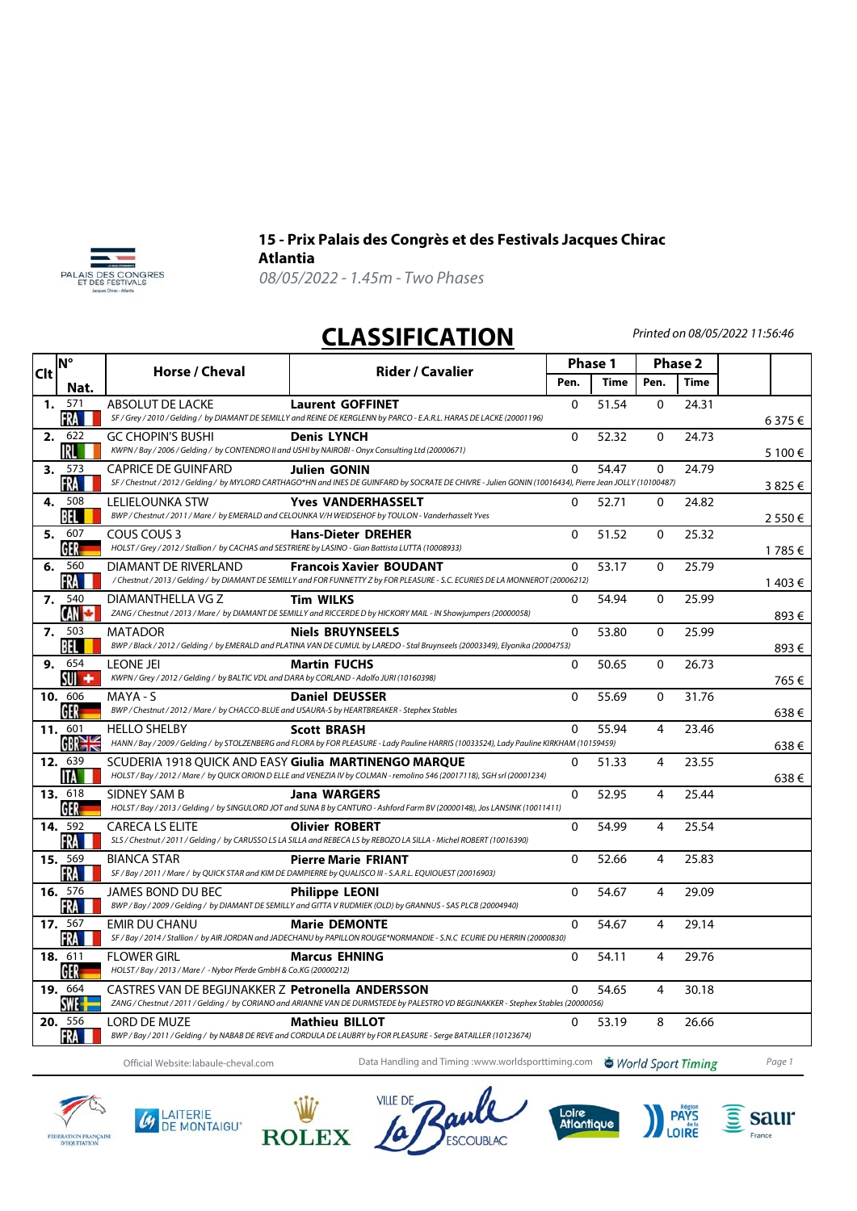# 15 - Prix Palais des Congrès et des Festivals Jacques Chirac Atlantia

*08/05/2022 - 1.45m - Two Phases*

## CLASSIFICATION

*Printed on 08/05/2022 11:56:46*

| Clt | N° / Nat. | Horse / Cheval | Rider / Cavalier | Phase 1 Pen. | Phase 1 Time | Phase 2 Pen. | Phase 2 Time | |
|---|---|---|---|---|---|---|---|---|
| 1. | 571 FRA | ABSOLUT DE LACKE<br>*SF / Grey / 2010 / Gelding / by DIAMANT DE SEMILLY and REINE DE KERGLENN by PARCO - E.A.R.L. HARAS DE LACKE (20001196)* | **Laurent GOFFINET** | 0 | 51.54 | 0 | 24.31 | 6 375 € |
| 2. | 622 IRL | GC CHOPIN'S BUSHI<br>*KWPN / Bay / 2006 / Gelding / by CONTENDRO II and USHI by NAIROBI - Onyx Consulting Ltd (20000671)* | **Denis LYNCH** | 0 | 52.32 | 0 | 24.73 | 5 100 € |
| 3. | 573 FRA | CAPRICE DE GUINFARD<br>*SF / Chestnut / 2012 / Gelding / by MYLORD CARTHAGO\*HN and INES DE GUINFARD by SOCRATE DE CHIVRE - Julien GONIN (10016434), Pierre Jean JOLLY (10100487)* | **Julien GONIN** | 0 | 54.47 | 0 | 24.79 | 3 825 € |
| 4. | 508 BEL | LELIELOUNKA STW<br>*BWP / Chestnut / 2011 / Mare / by EMERALD and CELOUNKA V/H WEIDSEHOF by TOULON - Vanderhasselt Yves* | **Yves VANDERHASSELT** | 0 | 52.71 | 0 | 24.82 | 2 550 € |
| 5. | 607 GER | COUS COUS 3<br>*HOLST / Grey / 2012 / Stallion / by CACHAS and SESTRIERE by LASINO - Gian Battista LUTTA (10008933)* | **Hans-Dieter DREHER** | 0 | 51.52 | 0 | 25.32 | 1 785 € |
| 6. | 560 FRA | DIAMANT DE RIVERLAND<br>*/ Chestnut / 2013 / Gelding / by DIAMANT DE SEMILLY and FOR FUNNETTY Z by FOR PLEASURE - S.C. ECURIES DE LA MONNEROT (20006212)* | **Francois Xavier BOUDANT** | 0 | 53.17 | 0 | 25.79 | 1 403 € |
| 7. | 540 CAN | DIAMANTHELLA VG Z<br>*ZANG / Chestnut / 2013 / Mare / by DIAMANT DE SEMILLY and RICCERDE D by HICKORY MAIL - IN Showjumpers (20000058)* | **Tim WILKS** | 0 | 54.94 | 0 | 25.99 | 893 € |
| 7. | 503 BEL | MATADOR<br>*BWP / Black / 2012 / Gelding / by EMERALD and PLATINA VAN DE CUMUL by LAREDO - Stal Bruynseels (20003349), Elyonika (20004753)* | **Niels BRUYNSEELS** | 0 | 53.80 | 0 | 25.99 | 893 € |
| 9. | 654 SUI | LEONE JEI<br>*KWPN / Grey / 2012 / Gelding / by BALTIC VDL and DARA by CORLAND - Adolfo JURI (10160398)* | **Martin FUCHS** | 0 | 50.65 | 0 | 26.73 | 765 € |
| 10. | 606 GER | MAYA - S<br>*BWP / Chestnut / 2012 / Mare / by CHACCO-BLUE and USAURA-S by HEARTBREAKER - Stephex Stables* | **Daniel DEUSSER** | 0 | 55.69 | 0 | 31.76 | 638 € |
| 11. | 601 GBR | HELLO SHELBY<br>*HANN / Bay / 2009 / Gelding / by STOLZENBERG and FLORA by FOR PLEASURE - Lady Pauline HARRIS (10033524), Lady Pauline KIRKHAM (10159459)* | **Scott BRASH** | 0 | 55.94 | 4 | 23.46 | 638 € |
| 12. | 639 ITA | SCUDERIA 1918 QUICK AND EASY<br>*HOLST / Bay / 2012 / Mare / by QUICK ORION D ELLE and VENEZIA IV by COLMAN - remolino 546 (20017118), SGH srl (20001234)* | **Giulia MARTINENGO MARQUE** | 0 | 51.33 | 4 | 23.55 | 638 € |
| 13. | 618 GER | SIDNEY SAM B<br>*HOLST / Bay / 2013 / Gelding / by SINGULORD JOT and SUNA B by CANTURO - Ashford Farm BV (20000148), Jos LANSINK (10011411)* | **Jana WARGERS** | 0 | 52.95 | 4 | 25.44 | |
| 14. | 592 FRA | CARECA LS ELITE<br>*SLS / Chestnut / 2011 / Gelding / by CARUSSO LS LA SILLA and REBECA LS by REBOZO LA SILLA - Michel ROBERT (10016390)* | **Olivier ROBERT** | 0 | 54.99 | 4 | 25.54 | |
| 15. | 569 FRA | BIANCA STAR<br>*SF / Bay / 2011 / Mare / by QUICK STAR and KIM DE DAMPIERRE by QUALISCO III - S.A.R.L. EQUIOUEST (20016903)* | **Pierre Marie FRIANT** | 0 | 52.66 | 4 | 25.83 | |
| 16. | 576 FRA | JAMES BOND DU BEC<br>*BWP / Bay / 2009 / Gelding / by DIAMANT DE SEMILLY and GITTA V RUDMIEK (OLD) by GRANNUS - SAS PLCB (20004940)* | **Philippe LEONI** | 0 | 54.67 | 4 | 29.09 | |
| 17. | 567 FRA | EMIR DU CHANU<br>*SF / Bay / 2014 / Stallion / by AIR JORDAN and JADECHANU by PAPILLON ROUGE\*NORMANDIE - S.N.C ECURIE DU HERRIN (20000830)* | **Marie DEMONTE** | 0 | 54.67 | 4 | 29.14 | |
| 18. | 611 GER | FLOWER GIRL<br>*HOLST / Bay / 2013 / Mare / - Nybor Pferde GmbH & Co.KG (20000212)* | **Marcus EHNING** | 0 | 54.11 | 4 | 29.76 | |
| 19. | 664 SWE | CASTRES VAN DE BEGIJNAKKER Z<br>*ZANG / Chestnut / 2011 / Gelding / by CORIANO and ARIANNE VAN DE DURMSTEDE by PALESTRO VD BEGIJNAKKER - Stephex Stables (20000056)* | **Petronella ANDERSSON** | 0 | 54.65 | 4 | 30.18 | |
| 20. | 556 FRA | LORD DE MUZE<br>*BWP / Bay / 2011 / Gelding / by NABAB DE REVE and CORDULA DE LAUBRY by FOR PLEASURE - Serge BATAILLER (10123674)* | **Mathieu BILLOT** | 0 | 53.19 | 8 | 26.66 | |

Official Website: labaule-cheval.com — Data Handling and Timing: www.worldsporttiming.com — World Sport Timing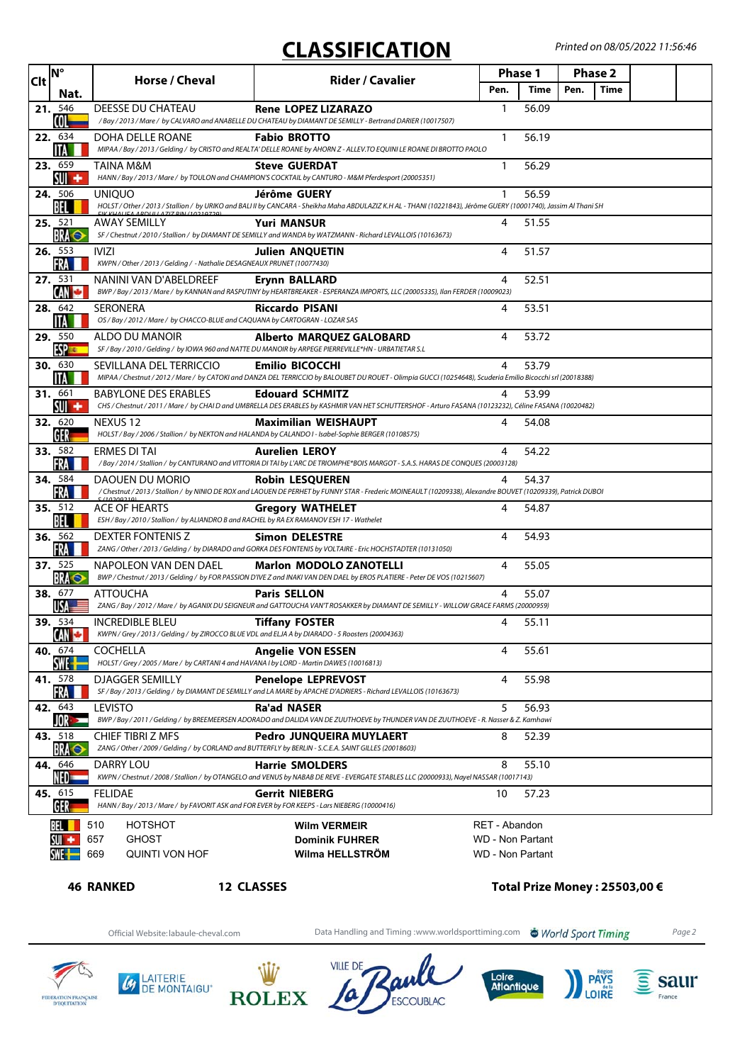# CLASSIFICATION

*Printed on 08/05/2022 11:56:46*

| Clt | N° Nat. | Horse / Cheval | Rider / Cavalier | Phase 1 | | Phase 2 | | |
|---|---|---|---|---|---|---|---|---|
| | | | | Pen. | Time | Pen. | Time | |
| 21. | 546 COL | DEESSE DU CHATEAU *(/ Bay / 2013 / Mare / by CALVARO and ANABELLE DU CHATEAU by DIAMANT DE SEMILLY - Bertrand DARIER (10017507))* | **Rene LOPEZ LIZARAZO** | 1 | 56.09 | | | |
| 22. | 634 ITA | DOHA DELLE ROANE *(MIPAA / Bay / 2013 / Gelding / by CRISTO and REALTA' DELLE ROANE by AHORN Z - ALLEV.TO EQUINI LE ROANE DI BROTTO PAOLO)* | **Fabio BROTTO** | 1 | 56.19 | | | |
| 23. | 659 SUI | TAINA M&M *(HANN / Bay / 2013 / Mare / by TOULON and CHAMPION'S COCKTAIL by CANTURO - M&M Pferdesport (20005351))* | **Steve GUERDAT** | 1 | 56.29 | | | |
| 24. | 506 BEL | UNIQUO *(HOLST / Other / 2013 / Stallion / by URIKO and BALI II by CANCARA - Sheikha Maha ABDULAZIZ K.H AL - THANI (10221843), Jérôme GUERY (10001740), Jassim Al Thani SH EIK KHALIFA ABDULLAZIZ BIN (10210720))* | **Jérôme GUERY** | 1 | 56.59 | | | |
| 25. | 521 BRA | AWAY SEMILLY *(SF / Chestnut / 2010 / Stallion / by DIAMANT DE SEMILLY and WANDA by WATZMANN - Richard LEVALLOIS (10163673))* | **Yuri MANSUR** | 4 | 51.55 | | | |
| 26. | 553 FRA | IVIZI *(KWPN / Other / 2013 / Gelding / - Nathalie DESAGNEAUX PRUNET (10077430))* | **Julien ANQUETIN** | 4 | 51.57 | | | |
| 27. | 531 CAN | NANINI VAN D'ABELDREEF *(BWP / Bay / 2013 / Mare / by KANNAN and RASPUTINY by HEARTBREAKER - ESPERANZA IMPORTS, LLC (20005335), Ilan FERDER (10009023))* | **Erynn BALLARD** | 4 | 52.51 | | | |
| 28. | 642 ITA | SERONERA *(OS / Bay / 2012 / Mare / by CHACCO-BLUE and CAQUANA by CARTOGRAN - LOZAR SAS)* | **Riccardo PISANI** | 4 | 53.51 | | | |
| 29. | 550 ESP | ALDO DU MANOIR *(SF / Bay / 2010 / Gelding / by IOWA 960 and NATTE DU MANOIR by ARPEGE PIERREVILLE*HN - URBATIETAR S.L)* | **Alberto MARQUEZ GALOBARD** | 4 | 53.72 | | | |
| 30. | 630 ITA | SEVILLANA DEL TERRICCIO *(MIPAA / Chestnut / 2012 / Mare / by CATOKI and DANZA DEL TERRICCIO by BALOUBET DU ROUET - Olimpia GUCCI (10254648), Scuderia Emilio Bicocchi srl (20018388))* | **Emilio BICOCCHI** | 4 | 53.79 | | | |
| 31. | 661 SUI | BABYLONE DES ERABLES *(CHS / Chestnut / 2011 / Mare / by CHAI D and UMBRELLA DES ERABLES by KASHMIR VAN HET SCHUTTERSHOF - Arturo FASANA (10123232), Céline FASANA (10020482))* | **Edouard SCHMITZ** | 4 | 53.99 | | | |
| 32. | 620 GER | NEXUS 12 *(HOLST / Bay / 2006 / Stallion / by NEKTON and HALANDA by CALANDO I - Isabel-Sophie BERGER (10108575))* | **Maximilian WEISHAUPT** | 4 | 54.08 | | | |
| 33. | 582 FRA | ERMES DI TAI *(/ Bay / 2014 / Stallion / by CANTURANO and VITTORIA DI TAI by L'ARC DE TRIOMPHE*BOIS MARGOT - S.A.S. HARAS DE CONQUES (20003128))* | **Aurelien LEROY** | 4 | 54.22 | | | |
| 34. | 584 FRA | DAOUEN DU MORIO *(/ Chestnut / 2013 / Stallion / by NINIO DE ROX and LAOUEN DE PERHET by FUNNY STAR - Frederic MOINEAULT (10209338), Alexandre BOUVET (10209339), Patrick DUBOIS (10209310))* | **Robin LESQUEREN** | 4 | 54.37 | | | |
| 35. | 512 BEL | ACE OF HEARTS *(ESH / Bay / 2010 / Stallion / by ALIANDRO B and RACHEL by RA EX RAMANOV ESH 17 - Wathelet)* | **Gregory WATHELET** | 4 | 54.87 | | | |
| 36. | 562 FRA | DEXTER FONTENIS Z *(ZANG / Other / 2013 / Gelding / by DIARADO and GORKA DES FONTENIS by VOLTAIRE - Eric HOCHSTADTER (10131050))* | **Simon DELESTRE** | 4 | 54.93 | | | |
| 37. | 525 BRA | NAPOLEON VAN DEN DAEL *(BWP / Chestnut / 2013 / Gelding / by FOR PASSION D'IVE Z and INAKI VAN DEN DAEL by EROS PLATIERE - Peter DE VOS (10215607))* | **Marlon MODOLO ZANOTELLI** | 4 | 55.05 | | | |
| 38. | 677 USA | ATTOUCHA *(ZANG / Bay / 2012 / Mare / by AGANIX DU SEIGNEUR and GATTOUCHA VAN'T ROSAKKER by DIAMANT DE SEMILLY - WILLOW GRACE FARMS (20000959))* | **Paris SELLON** | 4 | 55.07 | | | |
| 39. | 534 CAN | INCREDIBLE BLEU *(KWPN / Grey / 2013 / Gelding / by ZIROCCO BLUE VDL and ELJA A by DIARADO - 5 Roosters (20004363))* | **Tiffany FOSTER** | 4 | 55.11 | | | |
| 40. | 674 SWE | COCHELLA *(HOLST / Grey / 2005 / Mare / by CARTANI 4 and HAVANA I by LORD - Martin DAWES (10016813))* | **Angelie VON ESSEN** | 4 | 55.61 | | | |
| 41. | 578 FRA | DJAGGER SEMILLY *(SF / Bay / 2013 / Gelding / by DIAMANT DE SEMILLY and LA MARE by APACHE D'ADRIERS - Richard LEVALLOIS (10163673))* | **Penelope LEPREVOST** | 4 | 55.98 | | | |
| 42. | 643 JOR | LEVISTO *(BWP / Bay / 2011 / Gelding / by BREEMEERSEN ADORADO and DALIDA VAN DE ZUUTHOEVE by THUNDER VAN DE ZUUTHOEVE - R. Nasser & Z. Kamhawi)* | **Ra'ad NASER** | 5 | 56.93 | | | |
| 43. | 518 BRA | CHIEF TIBRI Z MFS *(ZANG / Other / 2009 / Gelding / by CORLAND and BUTTERFLY by BERLIN - S.C.E.A. SAINT GILLES (20018603))* | **Pedro JUNQUEIRA MUYLAERT** | 8 | 52.39 | | | |
| 44. | 646 NED | DARRY LOU *(KWPN / Chestnut / 2008 / Stallion / by OTANGELO and VENUS by NABAB DE REVE - EVERGATE STABLES LLC (20000933), Nayel NASSAR (10017143))* | **Harrie SMOLDERS** | 8 | 55.10 | | | |
| 45. | 615 GER | FELIDAE *(HANN / Bay / 2013 / Mare / by FAVORIT ASK and FOR EVER by FOR KEEPS - Lars NIEBERG (10000416))* | **Gerrit NIEBERG** | 10 | 57.23 | | | |
| | 510 BEL | HOTSHOT | **Wilm VERMEIR** | RET - Abandon | | | | |
| | 657 SUI | GHOST | **Dominik FUHRER** | WD - Non Partant | | | | |
| | 669 SWE | QUINTI VON HOF | **Wilma HELLSTRÖM** | WD - Non Partant | | | | |

**46 RANKED** **12 CLASSES** **Total Prize Money : 25503,00 €**

Official Website: labaule-cheval.com Data Handling and Timing : www.worldsporttiming.com World Sport Timing